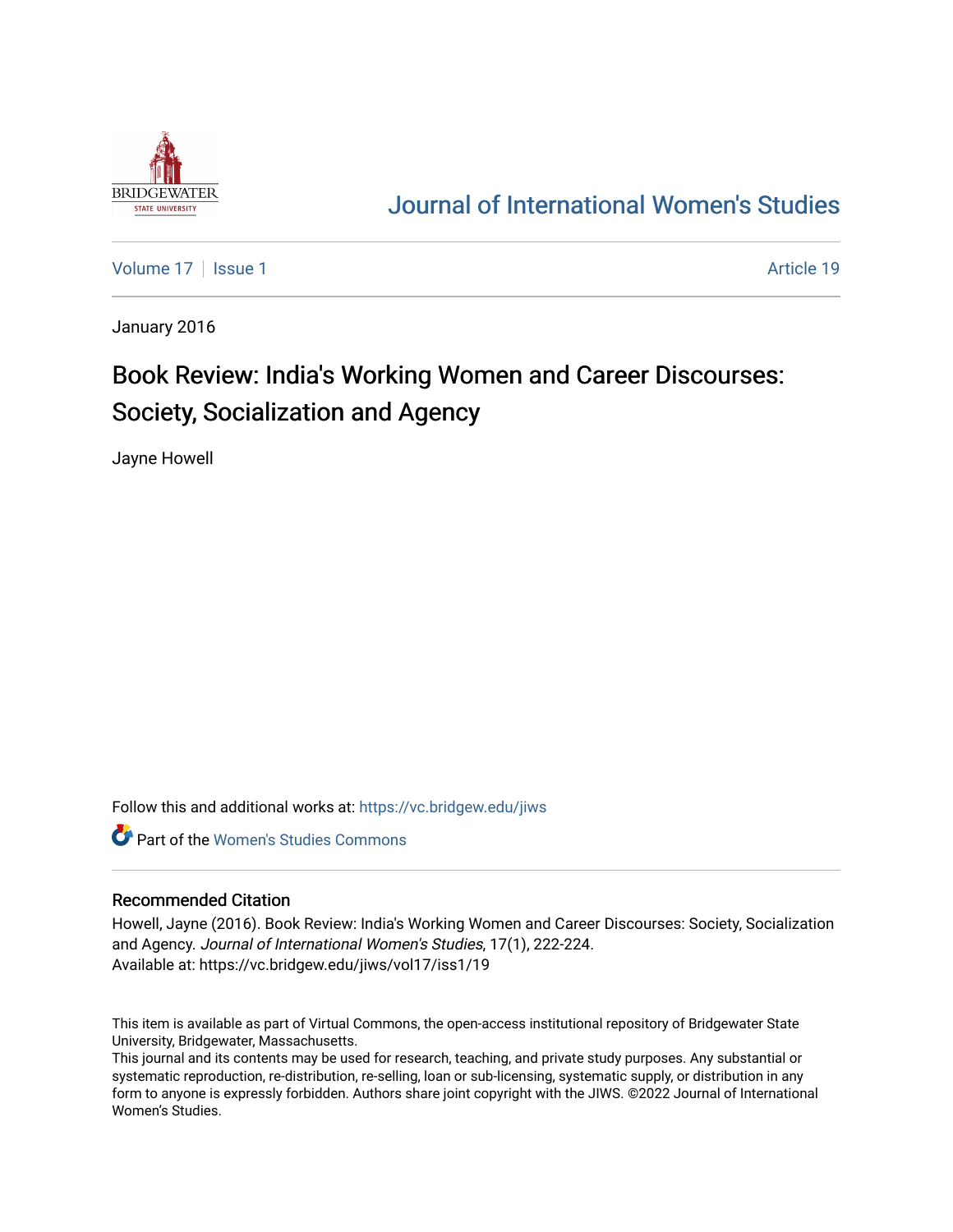Journal of International Women's Studies

Volume 17 | Issue 1 | Article 19

January 2016

# Book Review: India's Working Women and Career Discourses: Society, Socialization and Agency

Jayne Howell

Follow this and additional works at: https://vc.bridgew.edu/jiws

Part of the Women's Studies Commons

## Recommended Citation

Howell, Jayne (2016). Book Review: India's Working Women and Career Discourses: Society, Socialization and Agency. *Journal of International Women's Studies*, 17(1), 222-224.
Available at: https://vc.bridgew.edu/jiws/vol17/iss1/19

This item is available as part of Virtual Commons, the open-access institutional repository of Bridgewater State University, Bridgewater, Massachusetts.
This journal and its contents may be used for research, teaching, and private study purposes. Any substantial or systematic reproduction, re-distribution, re-selling, loan or sub-licensing, systematic supply, or distribution in any form to anyone is expressly forbidden. Authors share joint copyright with the JIWS. ©2022 Journal of International Women's Studies.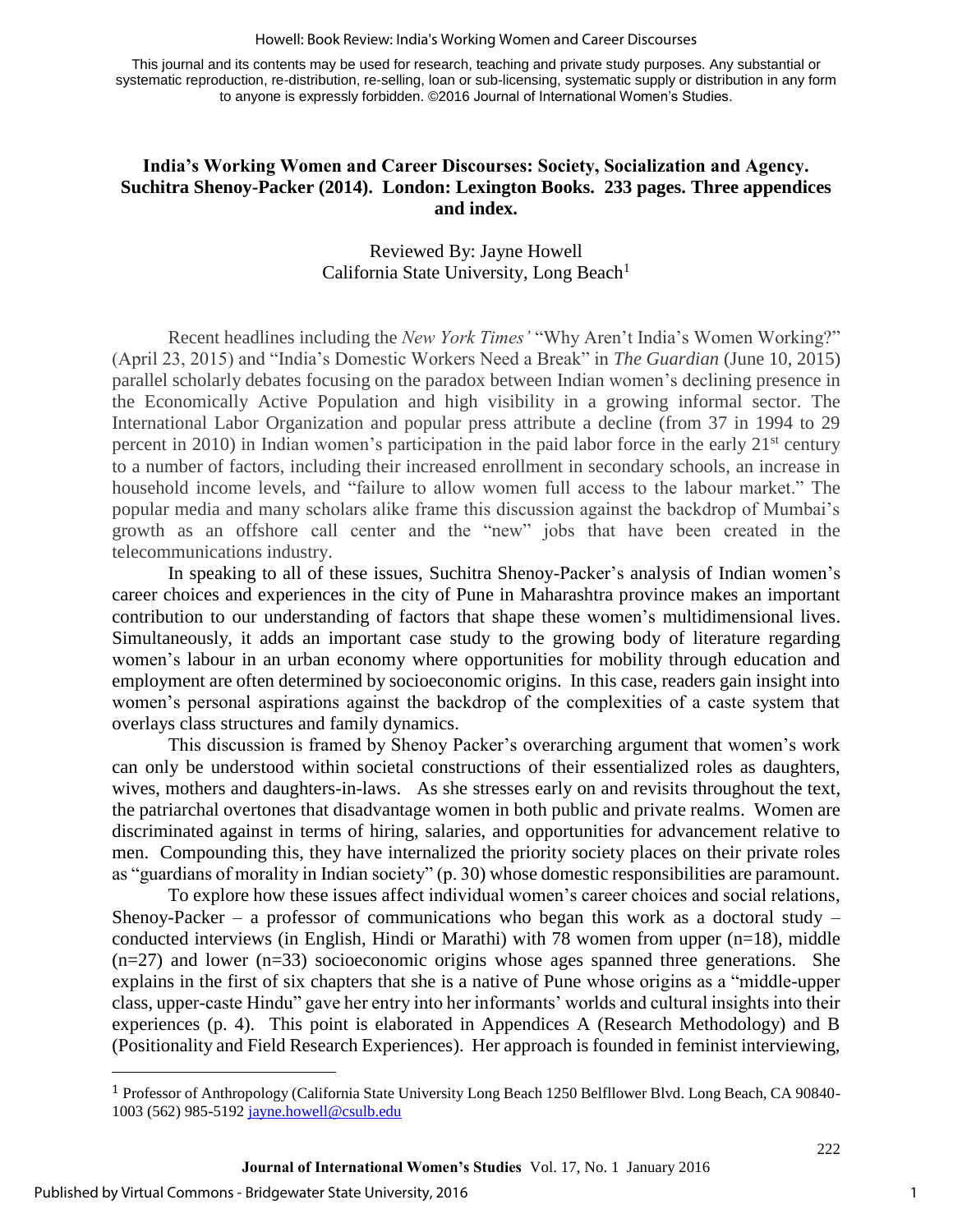This journal and its contents may be used for research, teaching and private study purposes. Any substantial or systematic reproduction, re-distribution, re-selling, loan or sub-licensing, systematic supply or distribution in any form to anyone is expressly forbidden. ©2016 Journal of International Women's Studies.

## India's Working Women and Career Discourses: Society, Socialization and Agency. Suchitra Shenoy-Packer (2014). London: Lexington Books. 233 pages. Three appendices and index.

Reviewed By: Jayne Howell
California State University, Long Beach[1]

Recent headlines including the *New York Times'* "Why Aren't India's Women Working?" (April 23, 2015) and "India's Domestic Workers Need a Break" in *The Guardian* (June 10, 2015) parallel scholarly debates focusing on the paradox between Indian women's declining presence in the Economically Active Population and high visibility in a growing informal sector. The International Labor Organization and popular press attribute a decline (from 37 in 1994 to 29 percent in 2010) in Indian women's participation in the paid labor force in the early 21st century to a number of factors, including their increased enrollment in secondary schools, an increase in household income levels, and "failure to allow women full access to the labour market." The popular media and many scholars alike frame this discussion against the backdrop of Mumbai's growth as an offshore call center and the "new" jobs that have been created in the telecommunications industry.

In speaking to all of these issues, Suchitra Shenoy-Packer's analysis of Indian women's career choices and experiences in the city of Pune in Maharashtra province makes an important contribution to our understanding of factors that shape these women's multidimensional lives. Simultaneously, it adds an important case study to the growing body of literature regarding women's labour in an urban economy where opportunities for mobility through education and employment are often determined by socioeconomic origins. In this case, readers gain insight into women's personal aspirations against the backdrop of the complexities of a caste system that overlays class structures and family dynamics.

This discussion is framed by Shenoy Packer's overarching argument that women's work can only be understood within societal constructions of their essentialized roles as daughters, wives, mothers and daughters-in-laws. As she stresses early on and revisits throughout the text, the patriarchal overtones that disadvantage women in both public and private realms. Women are discriminated against in terms of hiring, salaries, and opportunities for advancement relative to men. Compounding this, they have internalized the priority society places on their private roles as "guardians of morality in Indian society" (p. 30) whose domestic responsibilities are paramount.

To explore how these issues affect individual women's career choices and social relations, Shenoy-Packer – a professor of communications who began this work as a doctoral study – conducted interviews (in English, Hindi or Marathi) with 78 women from upper (n=18), middle (n=27) and lower (n=33) socioeconomic origins whose ages spanned three generations. She explains in the first of six chapters that she is a native of Pune whose origins as a "middle-upper class, upper-caste Hindu" gave her entry into her informants' worlds and cultural insights into their experiences (p. 4). This point is elaborated in Appendices A (Research Methodology) and B (Positionality and Field Research Experiences). Her approach is founded in feminist interviewing,

[1] Professor of Anthropology (California State University Long Beach 1250 Belfllower Blvd. Long Beach, CA 90840-1003 (562) 985-5192 jayne.howell@csulb.edu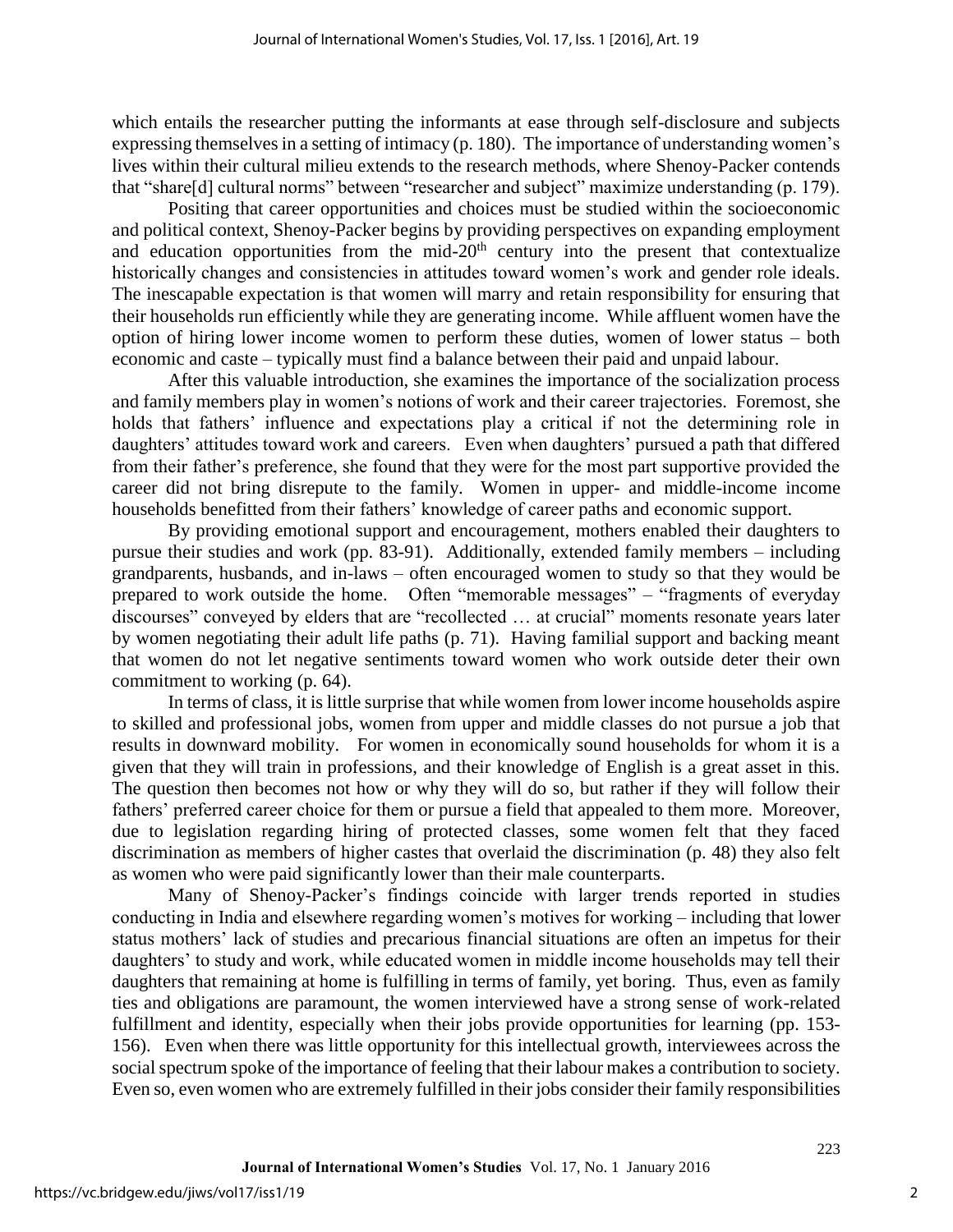which entails the researcher putting the informants at ease through self-disclosure and subjects expressing themselves in a setting of intimacy (p. 180). The importance of understanding women's lives within their cultural milieu extends to the research methods, where Shenoy-Packer contends that "share[d] cultural norms" between "researcher and subject" maximize understanding (p. 179).

Positing that career opportunities and choices must be studied within the socioeconomic and political context, Shenoy-Packer begins by providing perspectives on expanding employment and education opportunities from the mid-20th century into the present that contextualize historically changes and consistencies in attitudes toward women's work and gender role ideals. The inescapable expectation is that women will marry and retain responsibility for ensuring that their households run efficiently while they are generating income. While affluent women have the option of hiring lower income women to perform these duties, women of lower status – both economic and caste – typically must find a balance between their paid and unpaid labour.

After this valuable introduction, she examines the importance of the socialization process and family members play in women's notions of work and their career trajectories. Foremost, she holds that fathers' influence and expectations play a critical if not the determining role in daughters' attitudes toward work and careers. Even when daughters' pursued a path that differed from their father's preference, she found that they were for the most part supportive provided the career did not bring disrepute to the family. Women in upper- and middle-income income households benefitted from their fathers' knowledge of career paths and economic support.

By providing emotional support and encouragement, mothers enabled their daughters to pursue their studies and work (pp. 83-91). Additionally, extended family members – including grandparents, husbands, and in-laws – often encouraged women to study so that they would be prepared to work outside the home. Often "memorable messages" – "fragments of everyday discourses" conveyed by elders that are "recollected … at crucial" moments resonate years later by women negotiating their adult life paths (p. 71). Having familial support and backing meant that women do not let negative sentiments toward women who work outside deter their own commitment to working (p. 64).

In terms of class, it is little surprise that while women from lower income households aspire to skilled and professional jobs, women from upper and middle classes do not pursue a job that results in downward mobility. For women in economically sound households for whom it is a given that they will train in professions, and their knowledge of English is a great asset in this. The question then becomes not how or why they will do so, but rather if they will follow their fathers' preferred career choice for them or pursue a field that appealed to them more. Moreover, due to legislation regarding hiring of protected classes, some women felt that they faced discrimination as members of higher castes that overlaid the discrimination (p. 48) they also felt as women who were paid significantly lower than their male counterparts.

Many of Shenoy-Packer's findings coincide with larger trends reported in studies conducting in India and elsewhere regarding women's motives for working – including that lower status mothers' lack of studies and precarious financial situations are often an impetus for their daughters' to study and work, while educated women in middle income households may tell their daughters that remaining at home is fulfilling in terms of family, yet boring. Thus, even as family ties and obligations are paramount, the women interviewed have a strong sense of work-related fulfillment and identity, especially when their jobs provide opportunities for learning (pp. 153-156). Even when there was little opportunity for this intellectual growth, interviewees across the social spectrum spoke of the importance of feeling that their labour makes a contribution to society. Even so, even women who are extremely fulfilled in their jobs consider their family responsibilities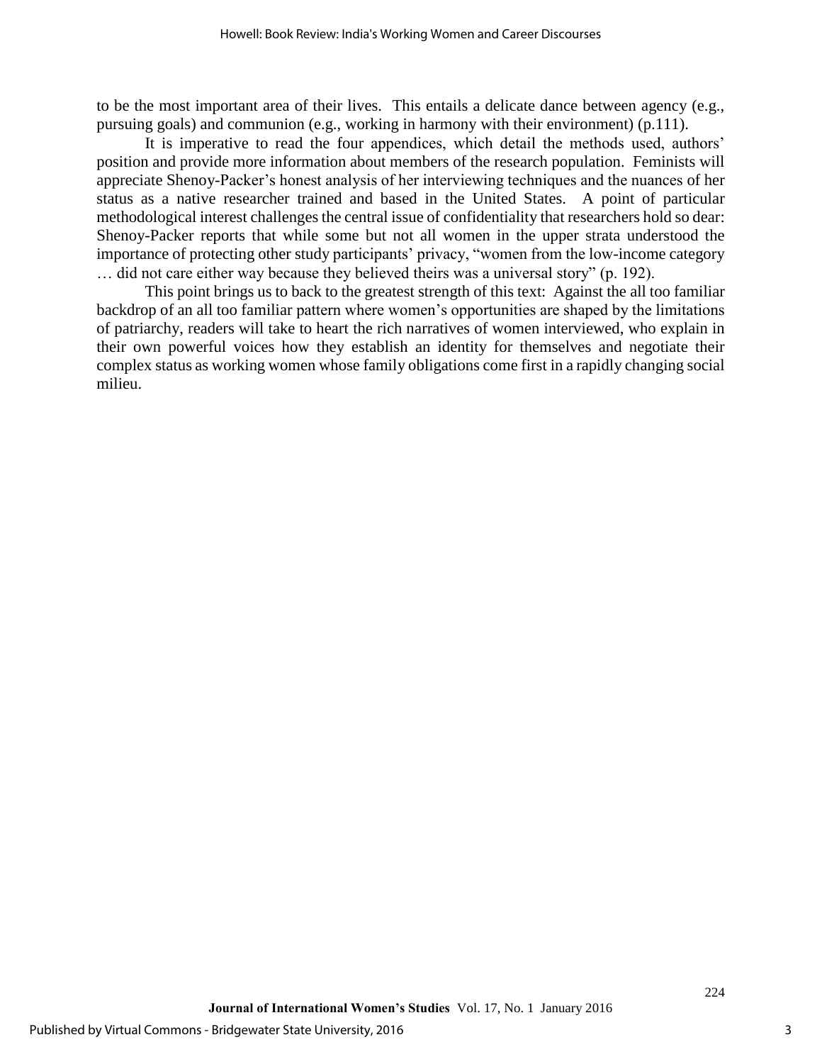to be the most important area of their lives. This entails a delicate dance between agency (e.g., pursuing goals) and communion (e.g., working in harmony with their environment) (p.111).

It is imperative to read the four appendices, which detail the methods used, authors' position and provide more information about members of the research population. Feminists will appreciate Shenoy-Packer's honest analysis of her interviewing techniques and the nuances of her status as a native researcher trained and based in the United States. A point of particular methodological interest challenges the central issue of confidentiality that researchers hold so dear: Shenoy-Packer reports that while some but not all women in the upper strata understood the importance of protecting other study participants' privacy, "women from the low-income category … did not care either way because they believed theirs was a universal story" (p. 192).

This point brings us to back to the greatest strength of this text: Against the all too familiar backdrop of an all too familiar pattern where women's opportunities are shaped by the limitations of patriarchy, readers will take to heart the rich narratives of women interviewed, who explain in their own powerful voices how they establish an identity for themselves and negotiate their complex status as working women whose family obligations come first in a rapidly changing social milieu.